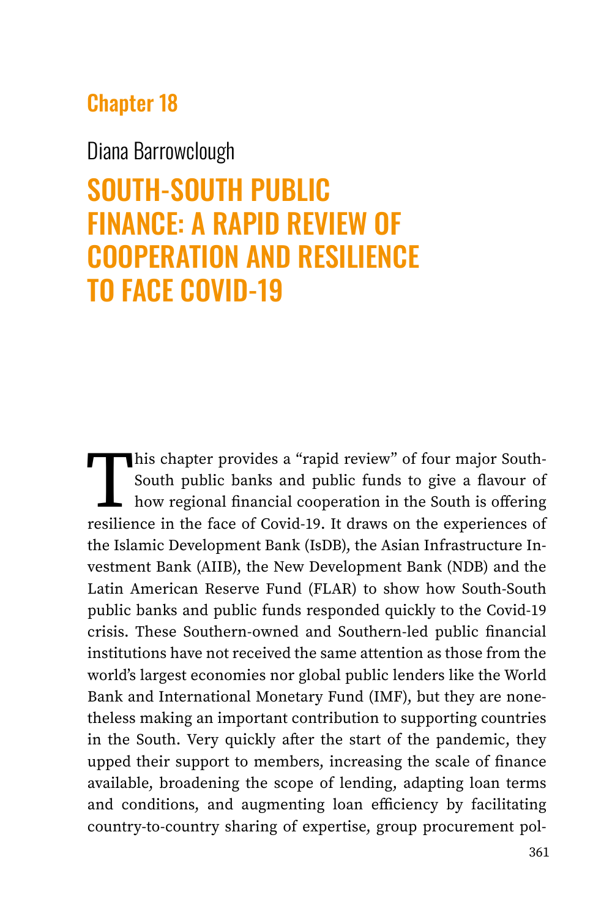## Chapter 18

Diana Barrowclough

# SOUTH-SOUTH PUBLIC FINANCE: A RAPID REVIEW OF COOPERATION AND RESILIENCE TO FACE COVID-19

This chapter provides a "rapid review" of four major South-South public banks and public funds to give a flavour of how regional financial cooperation in the South is offering resilience in the face of Covid-19. It draws on the experiences of the Islamic Development Bank (IsDB), the Asian Infrastructure Investment Bank (AIIB), the New Development Bank (NDB) and the Latin American Reserve Fund (FLAR) to show how South-South public banks and public funds responded quickly to the Covid-19 crisis. These Southern-owned and Southern-led public financial institutions have not received the same attention as those from the world's largest economies nor global public lenders like the World Bank and International Monetary Fund (IMF), but they are nonetheless making an important contribution to supporting countries in the South. Very quickly after the start of the pandemic, they upped their support to members, increasing the scale of finance available, broadening the scope of lending, adapting loan terms and conditions, and augmenting loan efficiency by facilitating country-to-country sharing of expertise, group procurement pol-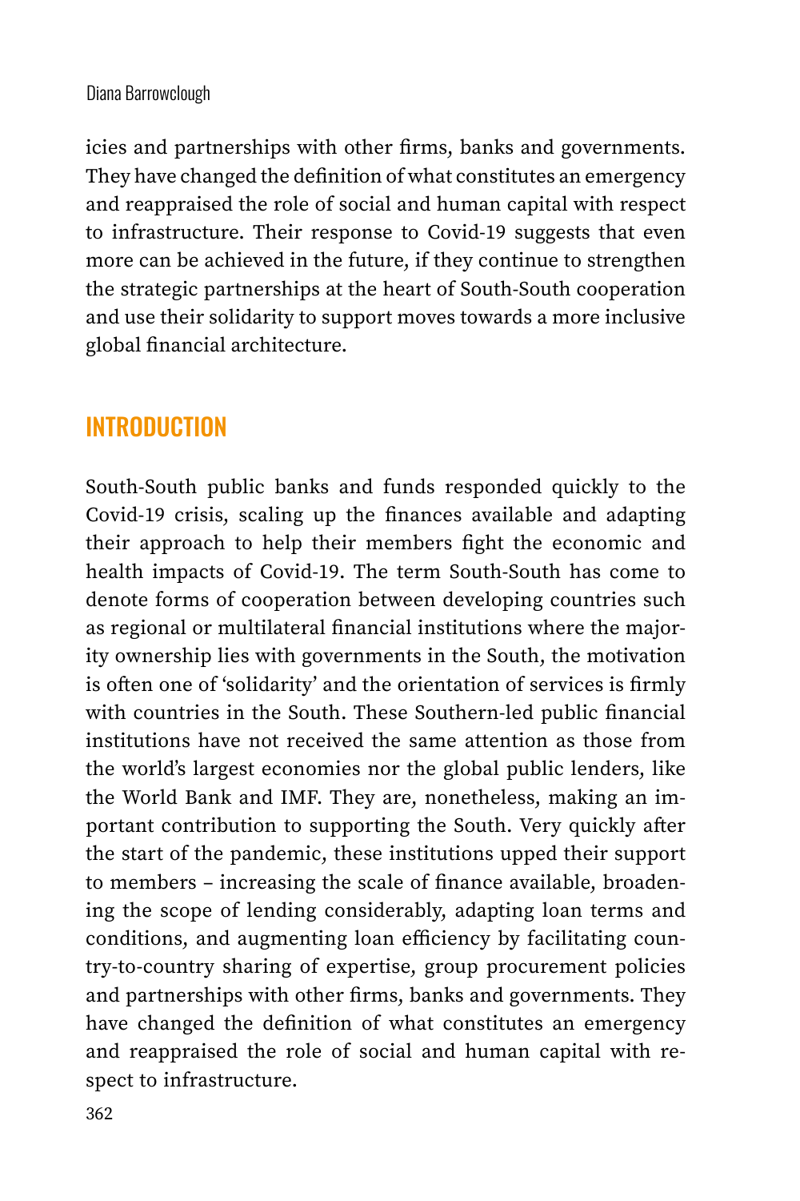icies and partnerships with other firms, banks and governments. They have changed the definition of what constitutes an emergency and reappraised the role of social and human capital with respect to infrastructure. Their response to Covid-19 suggests that even more can be achieved in the future, if they continue to strengthen the strategic partnerships at the heart of South-South cooperation and use their solidarity to support moves towards a more inclusive global financial architecture.

## INTRODUCTION

South-South public banks and funds responded quickly to the Covid-19 crisis, scaling up the finances available and adapting their approach to help their members fight the economic and health impacts of Covid-19. The term South-South has come to denote forms of cooperation between developing countries such as regional or multilateral financial institutions where the majority ownership lies with governments in the South, the motivation is often one of 'solidarity' and the orientation of services is firmly with countries in the South. These Southern-led public financial institutions have not received the same attention as those from the world's largest economies nor the global public lenders, like the World Bank and IMF. They are, nonetheless, making an important contribution to supporting the South. Very quickly after the start of the pandemic, these institutions upped their support to members – increasing the scale of finance available, broadening the scope of lending considerably, adapting loan terms and conditions, and augmenting loan efficiency by facilitating country-to-country sharing of expertise, group procurement policies and partnerships with other firms, banks and governments. They have changed the definition of what constitutes an emergency and reappraised the role of social and human capital with respect to infrastructure.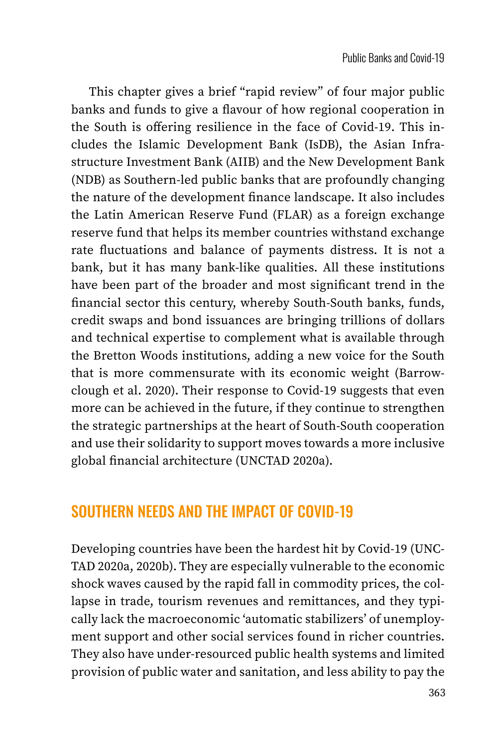This chapter gives a brief "rapid review" of four major public banks and funds to give a flavour of how regional cooperation in the South is offering resilience in the face of Covid-19. This includes the Islamic Development Bank (IsDB), the Asian Infrastructure Investment Bank (AIIB) and the New Development Bank (NDB) as Southern-led public banks that are profoundly changing the nature of the development finance landscape. It also includes the Latin American Reserve Fund (FLAR) as a foreign exchange reserve fund that helps its member countries withstand exchange rate fluctuations and balance of payments distress. It is not a bank, but it has many bank-like qualities. All these institutions have been part of the broader and most significant trend in the financial sector this century, whereby South-South banks, funds, credit swaps and bond issuances are bringing trillions of dollars and technical expertise to complement what is available through the Bretton Woods institutions, adding a new voice for the South that is more commensurate with its economic weight (Barrowclough et al. 2020). Their response to Covid-19 suggests that even more can be achieved in the future, if they continue to strengthen the strategic partnerships at the heart of South-South cooperation and use their solidarity to support moves towards a more inclusive global financial architecture (UNCTAD 2020a).

## SOUTHERN NEEDS AND THE IMPACT OF COVID-19

Developing countries have been the hardest hit by Covid-19 (UNCTAD 2020a, 2020b). They are especially vulnerable to the economic shock waves caused by the rapid fall in commodity prices, the collapse in trade, tourism revenues and remittances, and they typically lack the macroeconomic 'automatic stabilizers' of unemployment support and other social services found in richer countries. They also have under-resourced public health systems and limited provision of public water and sanitation, and less ability to pay the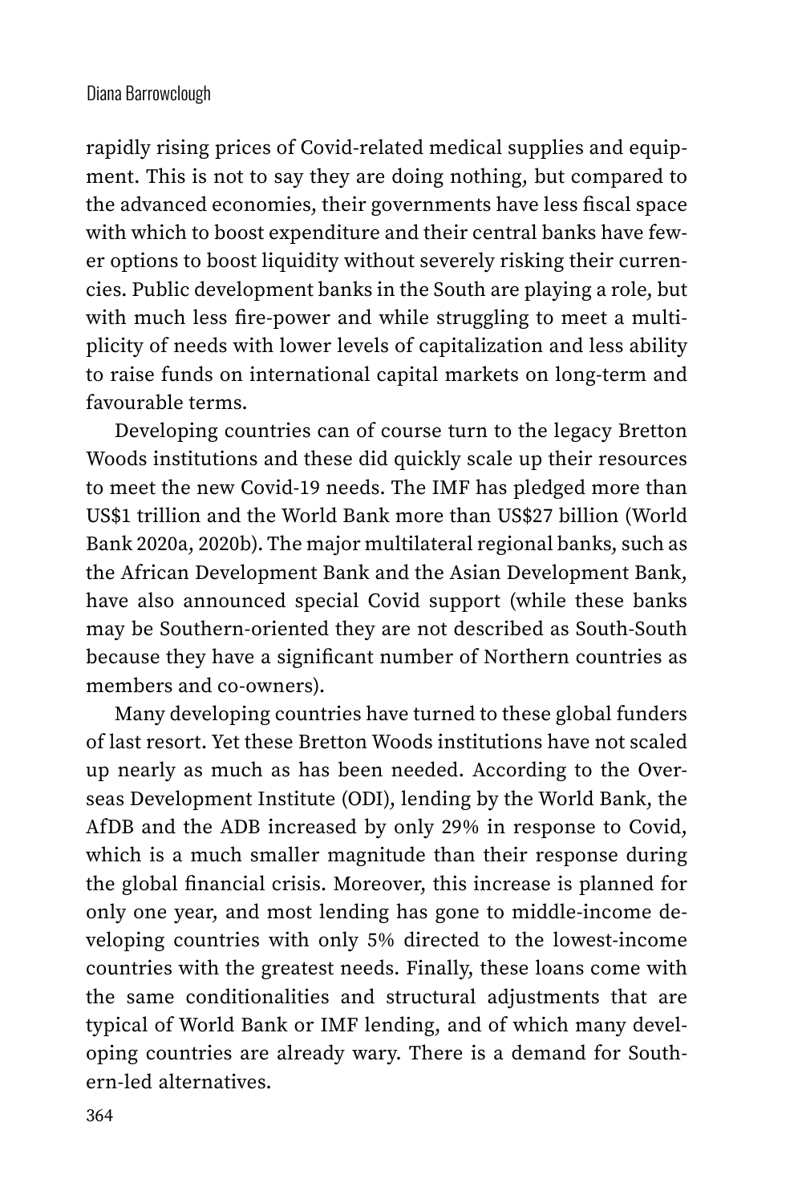rapidly rising prices of Covid-related medical supplies and equipment. This is not to say they are doing nothing, but compared to the advanced economies, their governments have less fiscal space with which to boost expenditure and their central banks have fewer options to boost liquidity without severely risking their currencies. Public development banks in the South are playing a role, but with much less fire-power and while struggling to meet a multiplicity of needs with lower levels of capitalization and less ability to raise funds on international capital markets on long-term and favourable terms.

Developing countries can of course turn to the legacy Bretton Woods institutions and these did quickly scale up their resources to meet the new Covid-19 needs. The IMF has pledged more than US$1 trillion and the World Bank more than US$27 billion (World Bank 2020a, 2020b). The major multilateral regional banks, such as the African Development Bank and the Asian Development Bank, have also announced special Covid support (while these banks may be Southern-oriented they are not described as South-South because they have a significant number of Northern countries as members and co-owners).

Many developing countries have turned to these global funders of last resort. Yet these Bretton Woods institutions have not scaled up nearly as much as has been needed. According to the Overseas Development Institute (ODI), lending by the World Bank, the AfDB and the ADB increased by only 29% in response to Covid, which is a much smaller magnitude than their response during the global financial crisis. Moreover, this increase is planned for only one year, and most lending has gone to middle-income developing countries with only 5% directed to the lowest-income countries with the greatest needs. Finally, these loans come with the same conditionalities and structural adjustments that are typical of World Bank or IMF lending, and of which many developing countries are already wary. There is a demand for Southern-led alternatives.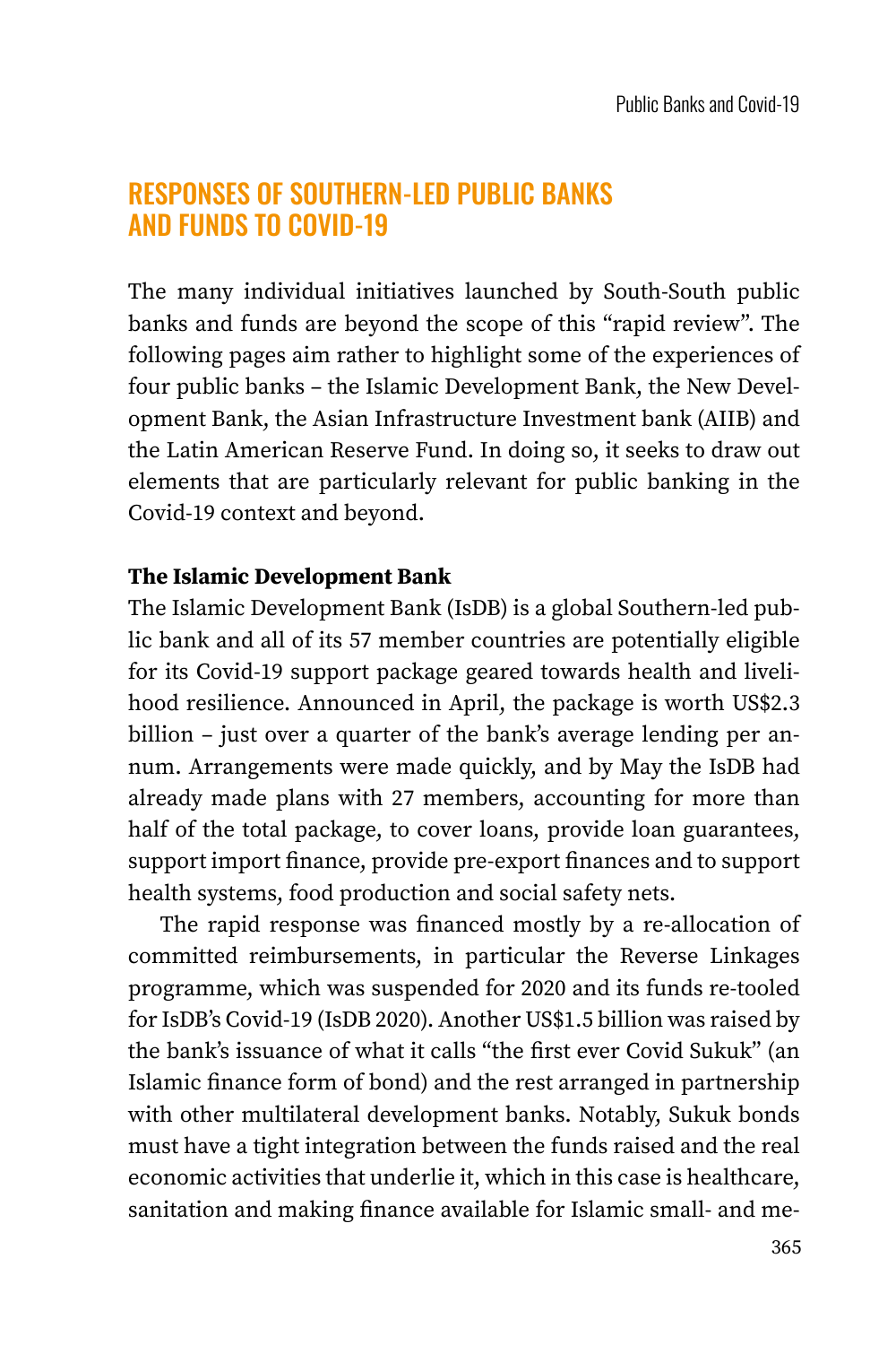## RESPONSES OF SOUTHERN-LED PUBLIC BANKS AND FUNDS TO COVID-19

The many individual initiatives launched by South-South public banks and funds are beyond the scope of this "rapid review". The following pages aim rather to highlight some of the experiences of four public banks – the Islamic Development Bank, the New Development Bank, the Asian Infrastructure Investment bank (AIIB) and the Latin American Reserve Fund. In doing so, it seeks to draw out elements that are particularly relevant for public banking in the Covid-19 context and beyond.

**The Islamic Development Bank**

The Islamic Development Bank (IsDB) is a global Southern-led public bank and all of its 57 member countries are potentially eligible for its Covid-19 support package geared towards health and livelihood resilience. Announced in April, the package is worth US$2.3 billion – just over a quarter of the bank's average lending per annum. Arrangements were made quickly, and by May the IsDB had already made plans with 27 members, accounting for more than half of the total package, to cover loans, provide loan guarantees, support import finance, provide pre-export finances and to support health systems, food production and social safety nets.

The rapid response was financed mostly by a re-allocation of committed reimbursements, in particular the Reverse Linkages programme, which was suspended for 2020 and its funds re-tooled for IsDB's Covid-19 (IsDB 2020). Another US$1.5 billion was raised by the bank's issuance of what it calls "the first ever Covid Sukuk" (an Islamic finance form of bond) and the rest arranged in partnership with other multilateral development banks. Notably, Sukuk bonds must have a tight integration between the funds raised and the real economic activities that underlie it, which in this case is healthcare, sanitation and making finance available for Islamic small- and me-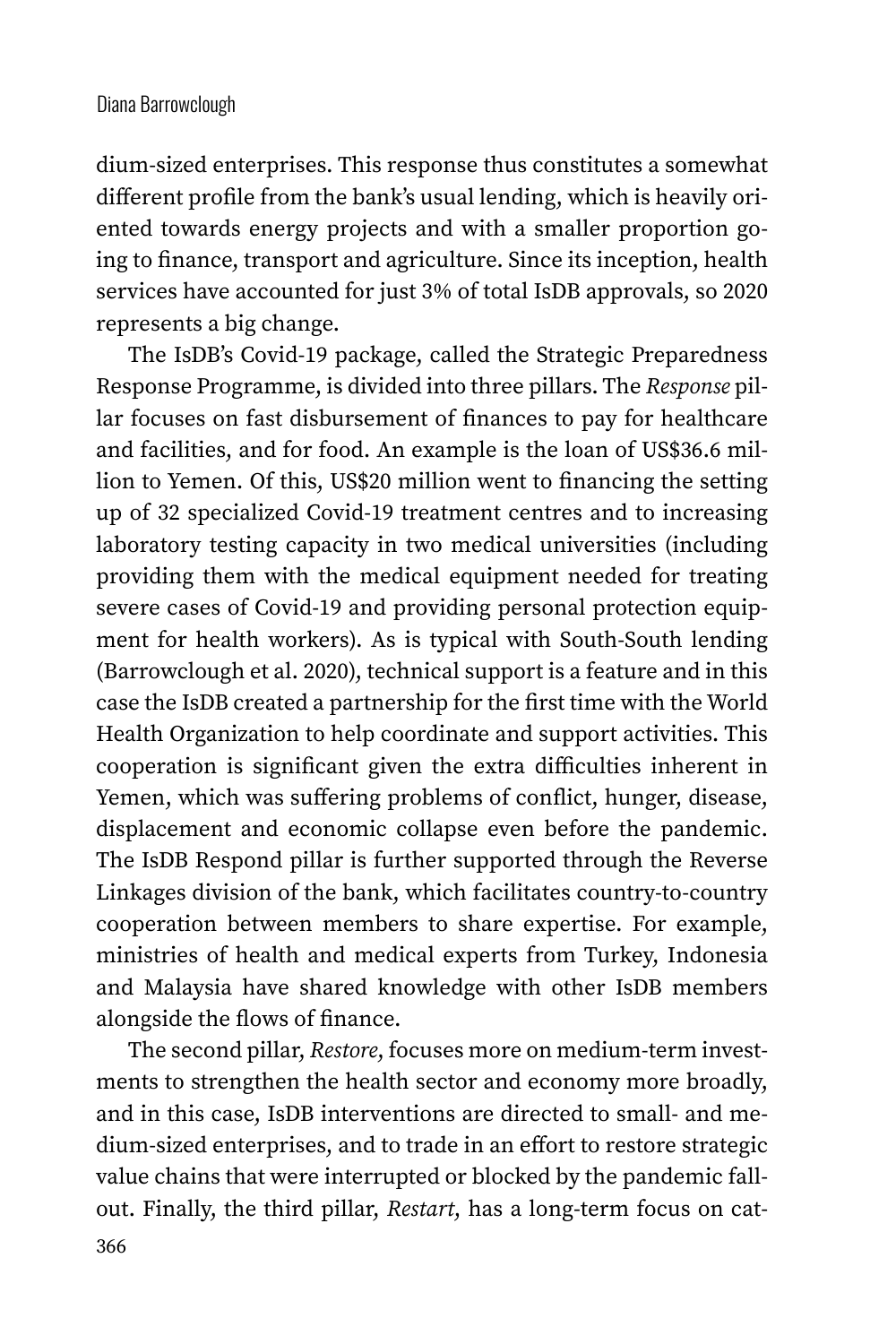dium-sized enterprises. This response thus constitutes a somewhat different profile from the bank's usual lending, which is heavily oriented towards energy projects and with a smaller proportion going to finance, transport and agriculture. Since its inception, health services have accounted for just 3% of total IsDB approvals, so 2020 represents a big change.

The IsDB's Covid-19 package, called the Strategic Preparedness Response Programme, is divided into three pillars. The *Response* pillar focuses on fast disbursement of finances to pay for healthcare and facilities, and for food. An example is the loan of US$36.6 million to Yemen. Of this, US$20 million went to financing the setting up of 32 specialized Covid-19 treatment centres and to increasing laboratory testing capacity in two medical universities (including providing them with the medical equipment needed for treating severe cases of Covid-19 and providing personal protection equipment for health workers). As is typical with South-South lending (Barrowclough et al. 2020), technical support is a feature and in this case the IsDB created a partnership for the first time with the World Health Organization to help coordinate and support activities. This cooperation is significant given the extra difficulties inherent in Yemen, which was suffering problems of conflict, hunger, disease, displacement and economic collapse even before the pandemic. The IsDB Respond pillar is further supported through the Reverse Linkages division of the bank, which facilitates country-to-country cooperation between members to share expertise. For example, ministries of health and medical experts from Turkey, Indonesia and Malaysia have shared knowledge with other IsDB members alongside the flows of finance.

The second pillar, *Restore,* focuses more on medium-term investments to strengthen the health sector and economy more broadly, and in this case, IsDB interventions are directed to small- and medium-sized enterprises, and to trade in an effort to restore strategic value chains that were interrupted or blocked by the pandemic fallout. Finally, the third pillar, *Restart,* has a long-term focus on cat-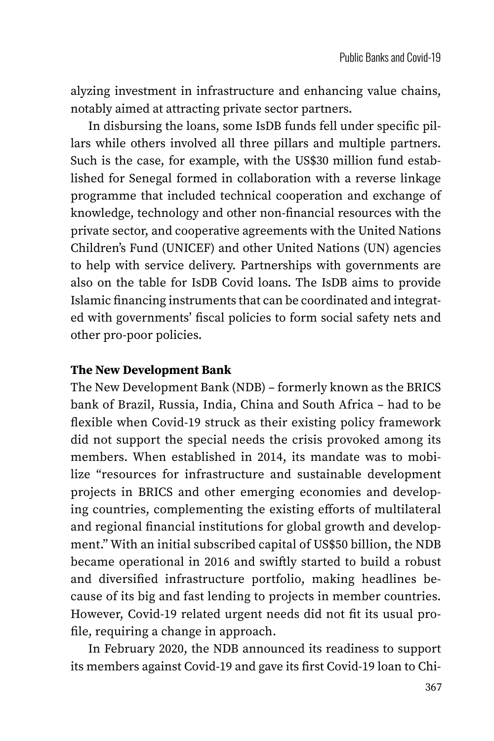alyzing investment in infrastructure and enhancing value chains, notably aimed at attracting private sector partners.

In disbursing the loans, some IsDB funds fell under specific pillars while others involved all three pillars and multiple partners. Such is the case, for example, with the US$30 million fund established for Senegal formed in collaboration with a reverse linkage programme that included technical cooperation and exchange of knowledge, technology and other non-financial resources with the private sector, and cooperative agreements with the United Nations Children's Fund (UNICEF) and other United Nations (UN) agencies to help with service delivery. Partnerships with governments are also on the table for IsDB Covid loans. The IsDB aims to provide Islamic financing instruments that can be coordinated and integrated with governments' fiscal policies to form social safety nets and other pro-poor policies.

**The New Development Bank**

The New Development Bank (NDB) – formerly known as the BRICS bank of Brazil, Russia, India, China and South Africa – had to be flexible when Covid-19 struck as their existing policy framework did not support the special needs the crisis provoked among its members. When established in 2014, its mandate was to mobilize "resources for infrastructure and sustainable development projects in BRICS and other emerging economies and developing countries, complementing the existing efforts of multilateral and regional financial institutions for global growth and development." With an initial subscribed capital of US$50 billion, the NDB became operational in 2016 and swiftly started to build a robust and diversified infrastructure portfolio, making headlines because of its big and fast lending to projects in member countries. However, Covid-19 related urgent needs did not fit its usual profile, requiring a change in approach.

In February 2020, the NDB announced its readiness to support its members against Covid-19 and gave its first Covid-19 loan to Chi-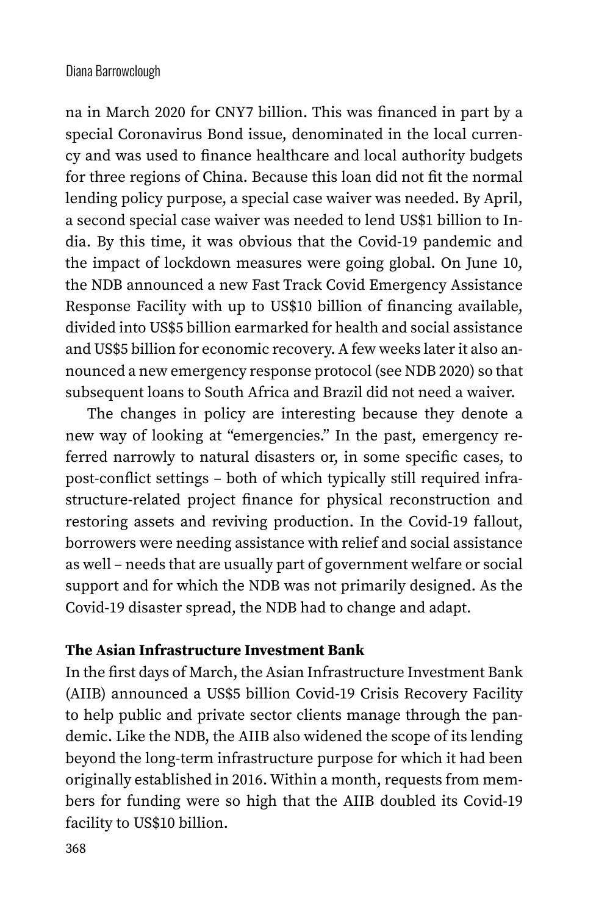na in March 2020 for CNY7 billion. This was financed in part by a special Coronavirus Bond issue, denominated in the local currency and was used to finance healthcare and local authority budgets for three regions of China. Because this loan did not fit the normal lending policy purpose, a special case waiver was needed. By April, a second special case waiver was needed to lend US$1 billion to India. By this time, it was obvious that the Covid-19 pandemic and the impact of lockdown measures were going global. On June 10, the NDB announced a new Fast Track Covid Emergency Assistance Response Facility with up to US$10 billion of financing available, divided into US$5 billion earmarked for health and social assistance and US$5 billion for economic recovery. A few weeks later it also announced a new emergency response protocol (see NDB 2020) so that subsequent loans to South Africa and Brazil did not need a waiver.

The changes in policy are interesting because they denote a new way of looking at "emergencies." In the past, emergency referred narrowly to natural disasters or, in some specific cases, to post-conflict settings – both of which typically still required infrastructure-related project finance for physical reconstruction and restoring assets and reviving production. In the Covid-19 fallout, borrowers were needing assistance with relief and social assistance as well – needs that are usually part of government welfare or social support and for which the NDB was not primarily designed. As the Covid-19 disaster spread, the NDB had to change and adapt.

**The Asian Infrastructure Investment Bank**

In the first days of March, the Asian Infrastructure Investment Bank (AIIB) announced a US$5 billion Covid-19 Crisis Recovery Facility to help public and private sector clients manage through the pandemic. Like the NDB, the AIIB also widened the scope of its lending beyond the long-term infrastructure purpose for which it had been originally established in 2016. Within a month, requests from members for funding were so high that the AIIB doubled its Covid-19 facility to US$10 billion.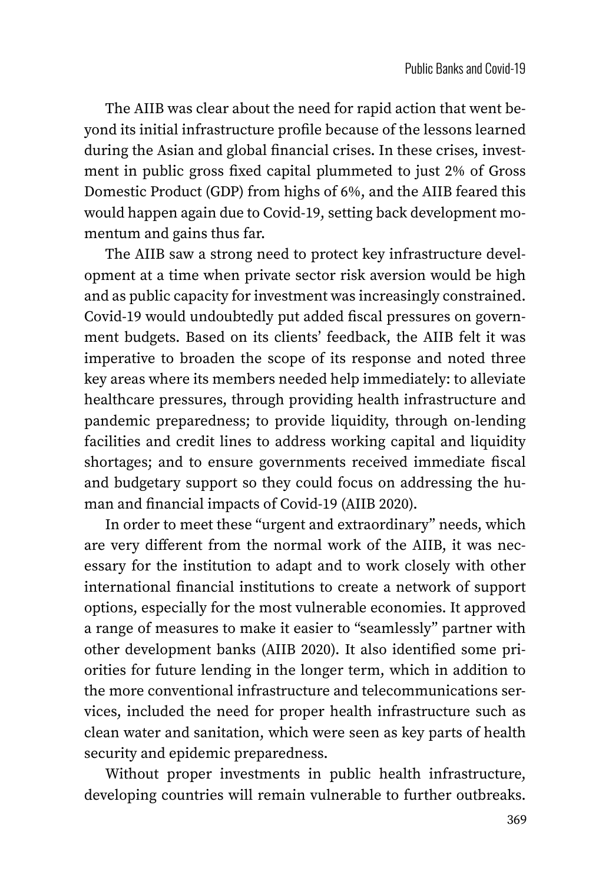The AIIB was clear about the need for rapid action that went beyond its initial infrastructure profile because of the lessons learned during the Asian and global financial crises. In these crises, investment in public gross fixed capital plummeted to just 2% of Gross Domestic Product (GDP) from highs of 6%, and the AIIB feared this would happen again due to Covid-19, setting back development momentum and gains thus far.

The AIIB saw a strong need to protect key infrastructure development at a time when private sector risk aversion would be high and as public capacity for investment was increasingly constrained. Covid-19 would undoubtedly put added fiscal pressures on government budgets. Based on its clients' feedback, the AIIB felt it was imperative to broaden the scope of its response and noted three key areas where its members needed help immediately: to alleviate healthcare pressures, through providing health infrastructure and pandemic preparedness; to provide liquidity, through on-lending facilities and credit lines to address working capital and liquidity shortages; and to ensure governments received immediate fiscal and budgetary support so they could focus on addressing the human and financial impacts of Covid-19 (AIIB 2020).

In order to meet these "urgent and extraordinary" needs, which are very different from the normal work of the AIIB, it was necessary for the institution to adapt and to work closely with other international financial institutions to create a network of support options, especially for the most vulnerable economies. It approved a range of measures to make it easier to "seamlessly" partner with other development banks (AIIB 2020). It also identified some priorities for future lending in the longer term, which in addition to the more conventional infrastructure and telecommunications services, included the need for proper health infrastructure such as clean water and sanitation, which were seen as key parts of health security and epidemic preparedness.

Without proper investments in public health infrastructure, developing countries will remain vulnerable to further outbreaks.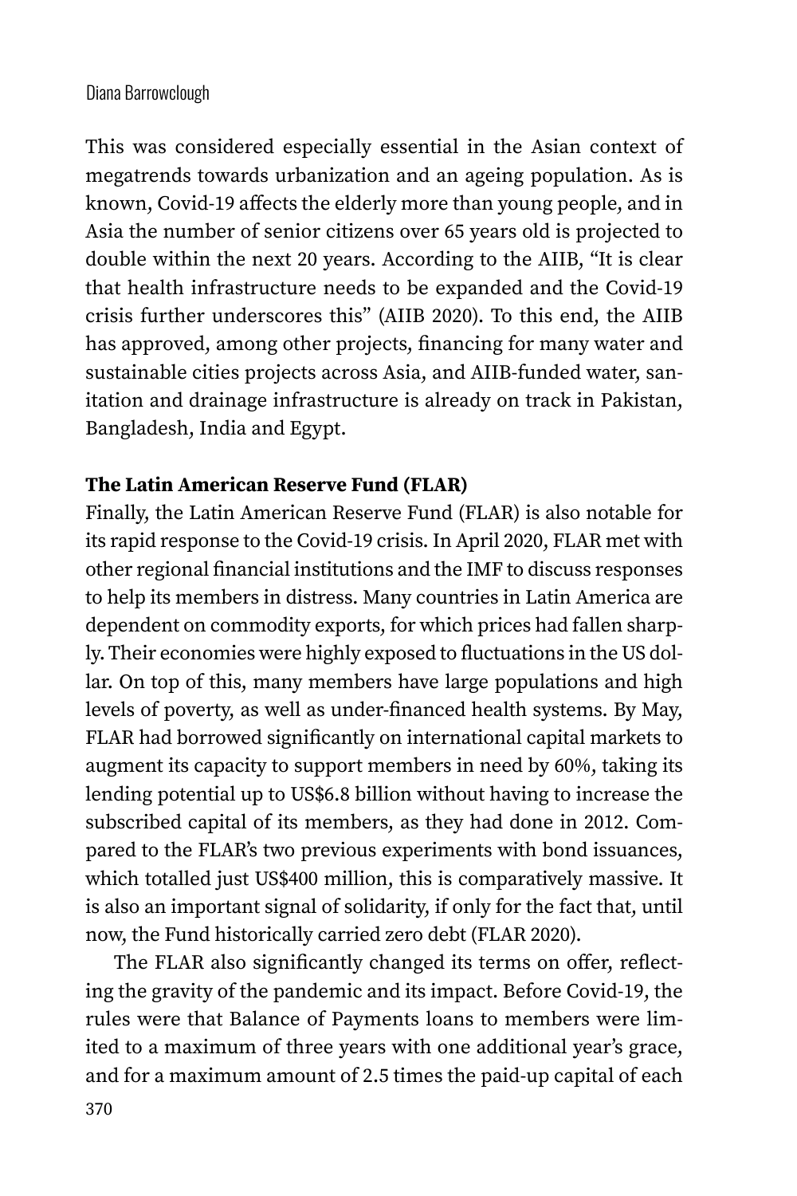This was considered especially essential in the Asian context of megatrends towards urbanization and an ageing population. As is known, Covid-19 affects the elderly more than young people, and in Asia the number of senior citizens over 65 years old is projected to double within the next 20 years. According to the AIIB, "It is clear that health infrastructure needs to be expanded and the Covid-19 crisis further underscores this" (AIIB 2020). To this end, the AIIB has approved, among other projects, financing for many water and sustainable cities projects across Asia, and AIIB-funded water, sanitation and drainage infrastructure is already on track in Pakistan, Bangladesh, India and Egypt.

**The Latin American Reserve Fund (FLAR)**

Finally, the Latin American Reserve Fund (FLAR) is also notable for its rapid response to the Covid-19 crisis. In April 2020, FLAR met with other regional financial institutions and the IMF to discuss responses to help its members in distress. Many countries in Latin America are dependent on commodity exports, for which prices had fallen sharply. Their economies were highly exposed to fluctuations in the US dollar. On top of this, many members have large populations and high levels of poverty, as well as under-financed health systems. By May, FLAR had borrowed significantly on international capital markets to augment its capacity to support members in need by 60%, taking its lending potential up to US$6.8 billion without having to increase the subscribed capital of its members, as they had done in 2012. Compared to the FLAR's two previous experiments with bond issuances, which totalled just US$400 million, this is comparatively massive. It is also an important signal of solidarity, if only for the fact that, until now, the Fund historically carried zero debt (FLAR 2020).

The FLAR also significantly changed its terms on offer, reflecting the gravity of the pandemic and its impact. Before Covid-19, the rules were that Balance of Payments loans to members were limited to a maximum of three years with one additional year's grace, and for a maximum amount of 2.5 times the paid-up capital of each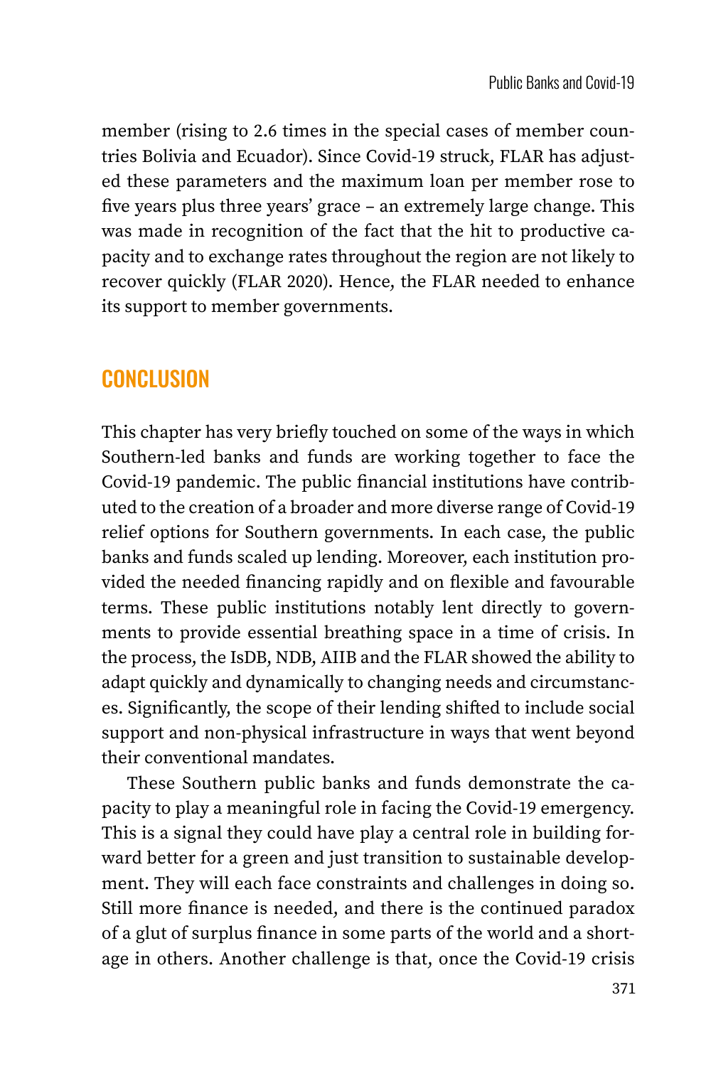member (rising to 2.6 times in the special cases of member countries Bolivia and Ecuador). Since Covid-19 struck, FLAR has adjusted these parameters and the maximum loan per member rose to five years plus three years' grace – an extremely large change. This was made in recognition of the fact that the hit to productive capacity and to exchange rates throughout the region are not likely to recover quickly (FLAR 2020). Hence, the FLAR needed to enhance its support to member governments.

## CONCLUSION

This chapter has very briefly touched on some of the ways in which Southern-led banks and funds are working together to face the Covid-19 pandemic. The public financial institutions have contributed to the creation of a broader and more diverse range of Covid-19 relief options for Southern governments. In each case, the public banks and funds scaled up lending. Moreover, each institution provided the needed financing rapidly and on flexible and favourable terms. These public institutions notably lent directly to governments to provide essential breathing space in a time of crisis. In the process, the IsDB, NDB, AIIB and the FLAR showed the ability to adapt quickly and dynamically to changing needs and circumstances. Significantly, the scope of their lending shifted to include social support and non-physical infrastructure in ways that went beyond their conventional mandates.

These Southern public banks and funds demonstrate the capacity to play a meaningful role in facing the Covid-19 emergency. This is a signal they could have play a central role in building forward better for a green and just transition to sustainable development. They will each face constraints and challenges in doing so. Still more finance is needed, and there is the continued paradox of a glut of surplus finance in some parts of the world and a shortage in others. Another challenge is that, once the Covid-19 crisis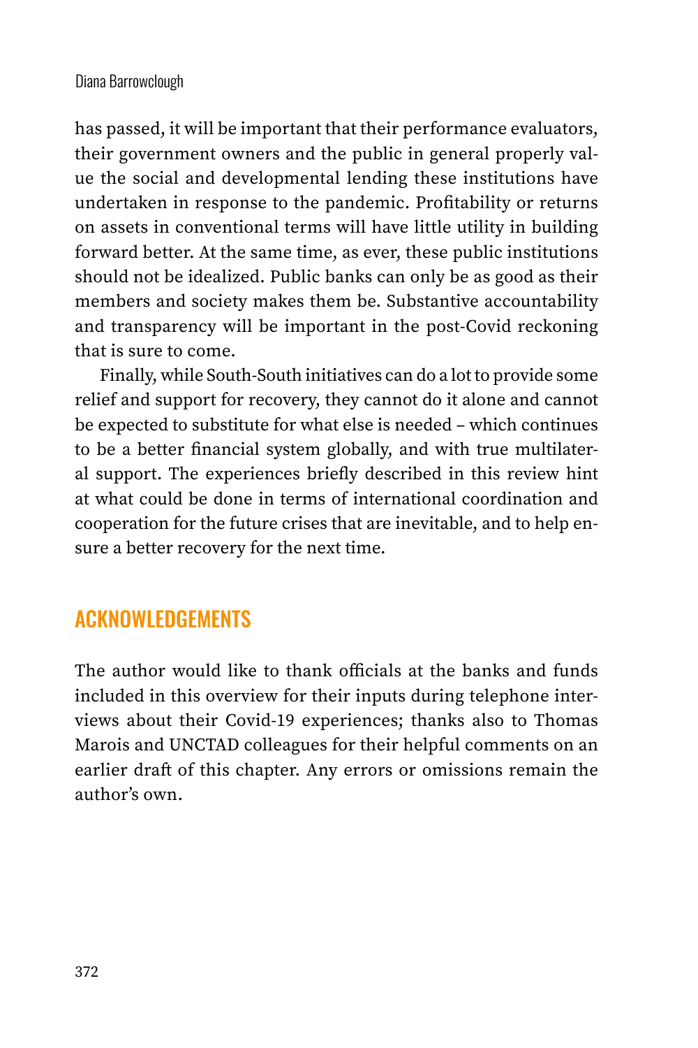has passed, it will be important that their performance evaluators, their government owners and the public in general properly value the social and developmental lending these institutions have undertaken in response to the pandemic. Profitability or returns on assets in conventional terms will have little utility in building forward better. At the same time, as ever, these public institutions should not be idealized. Public banks can only be as good as their members and society makes them be. Substantive accountability and transparency will be important in the post-Covid reckoning that is sure to come.

Finally, while South-South initiatives can do a lot to provide some relief and support for recovery, they cannot do it alone and cannot be expected to substitute for what else is needed – which continues to be a better financial system globally, and with true multilateral support. The experiences briefly described in this review hint at what could be done in terms of international coordination and cooperation for the future crises that are inevitable, and to help ensure a better recovery for the next time.

## ACKNOWLEDGEMENTS

The author would like to thank officials at the banks and funds included in this overview for their inputs during telephone interviews about their Covid-19 experiences; thanks also to Thomas Marois and UNCTAD colleagues for their helpful comments on an earlier draft of this chapter. Any errors or omissions remain the author's own.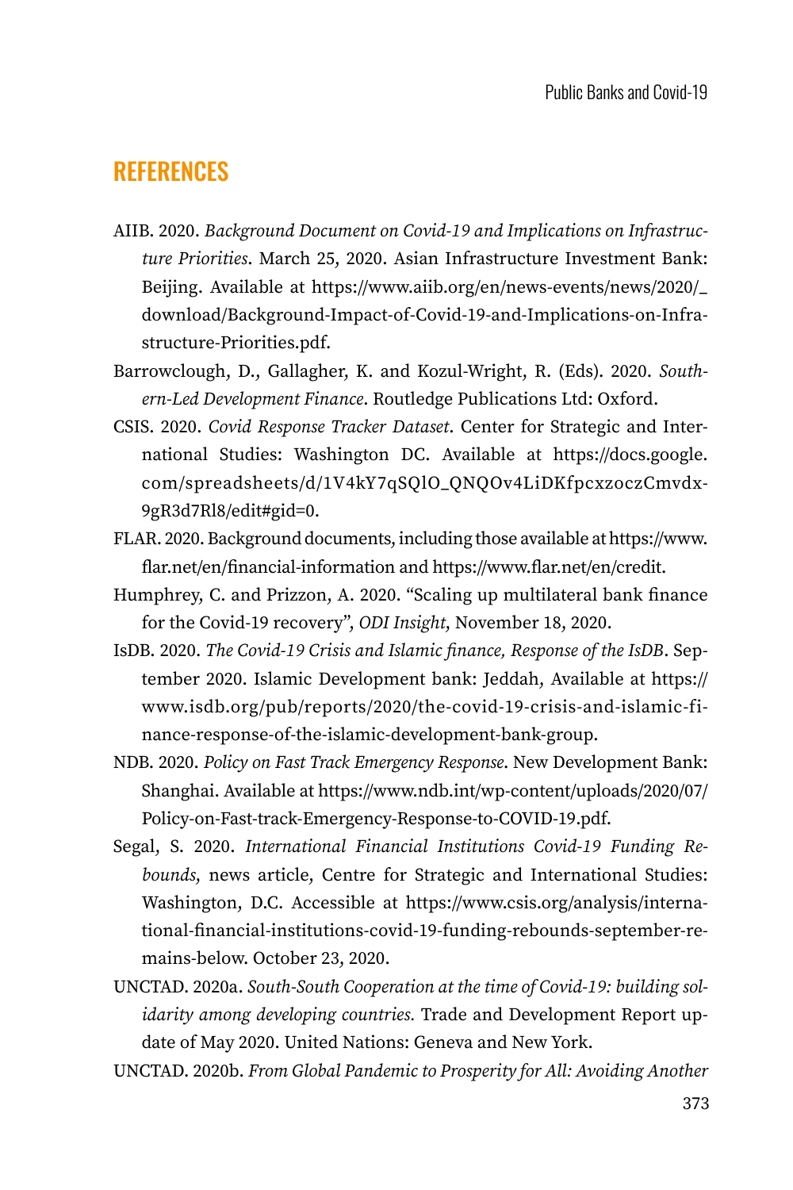## REFERENCES

AIIB. 2020. *Background Document on Covid-19 and Implications on Infrastructure Priorities*. March 25, 2020. Asian Infrastructure Investment Bank: Beijing. Available at https://www.aiib.org/en/news-events/news/2020/_download/Background-Impact-of-Covid-19-and-Implications-on-Infrastructure-Priorities.pdf.

Barrowclough, D., Gallagher, K. and Kozul-Wright, R. (Eds). 2020. *Southern-Led Development Finance*. Routledge Publications Ltd: Oxford.

CSIS. 2020. *Covid Response Tracker Dataset*. Center for Strategic and International Studies: Washington DC. Available at https://docs.google.com/spreadsheets/d/1V4kY7qSQlO_QNQOv4LiDKfpcxzoczCmvdx9gR3d7Rl8/edit#gid=0.

FLAR. 2020. Background documents, including those available at https://www.flar.net/en/financial-information and https://www.flar.net/en/credit.

Humphrey, C. and Prizzon, A. 2020. "Scaling up multilateral bank finance for the Covid-19 recovery", *ODI Insight*, November 18, 2020.

IsDB. 2020. *The Covid-19 Crisis and Islamic finance, Response of the IsDB*. September 2020. Islamic Development bank: Jeddah, Available at https://www.isdb.org/pub/reports/2020/the-covid-19-crisis-and-islamic-finance-response-of-the-islamic-development-bank-group.

NDB. 2020. *Policy on Fast Track Emergency Response*. New Development Bank: Shanghai. Available at https://www.ndb.int/wp-content/uploads/2020/07/Policy-on-Fast-track-Emergency-Response-to-COVID-19.pdf.

Segal, S. 2020. *International Financial Institutions Covid-19 Funding Rebounds*, news article, Centre for Strategic and International Studies: Washington, D.C. Accessible at https://www.csis.org/analysis/international-financial-institutions-covid-19-funding-rebounds-september-remains-below. October 23, 2020.

UNCTAD. 2020a. *South-South Cooperation at the time of Covid-19: building solidarity among developing countries.* Trade and Development Report update of May 2020. United Nations: Geneva and New York.

UNCTAD. 2020b. *From Global Pandemic to Prosperity for All: Avoiding Another*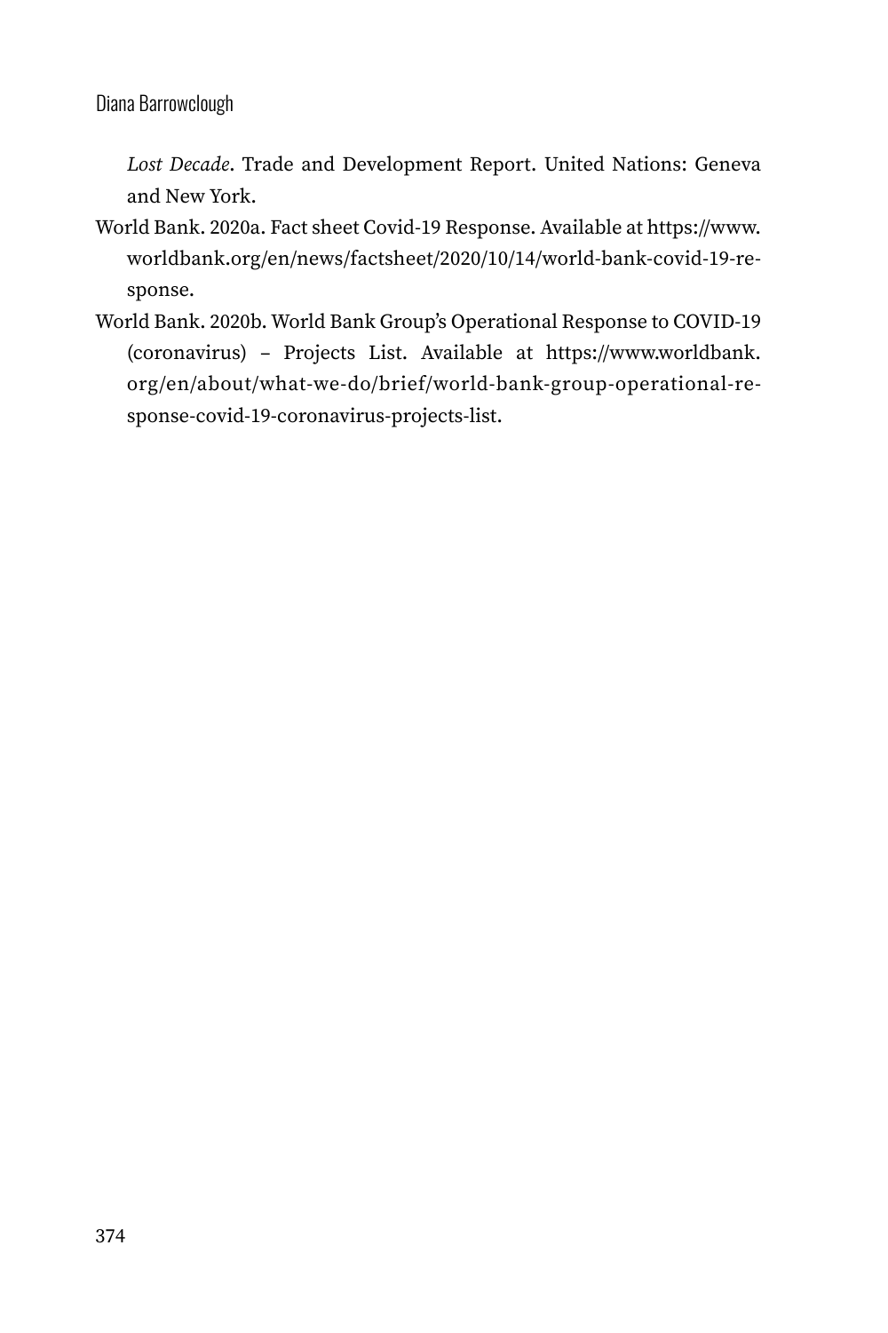*Lost Decade*. Trade and Development Report. United Nations: Geneva and New York.

World Bank. 2020a. Fact sheet Covid-19 Response. Available at https://www.worldbank.org/en/news/factsheet/2020/10/14/world-bank-covid-19-response.

World Bank. 2020b. World Bank Group's Operational Response to COVID-19 (coronavirus) – Projects List. Available at https://www.worldbank.org/en/about/what-we-do/brief/world-bank-group-operational-response-covid-19-coronavirus-projects-list.